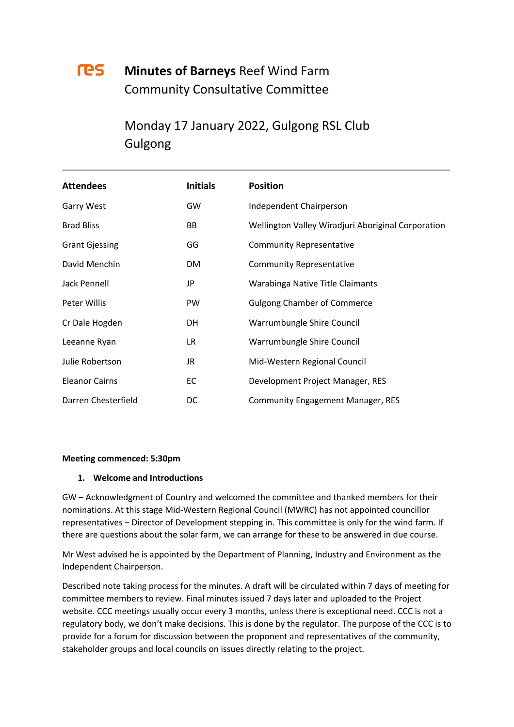# Minutes of Barneys Reef Wind Farm Community Consultative Committee

## Monday 17 January 2022, Gulgong RSL Club Gulgong

| Attendees | Initials | Position |
|---|---|---|
| Garry West | GW | Independent Chairperson |
| Brad Bliss | BB | Wellington Valley Wiradjuri Aboriginal Corporation |
| Grant Gjessing | GG | Community Representative |
| David Menchin | DM | Community Representative |
| Jack Pennell | JP | Warabinga Native Title Claimants |
| Peter Willis | PW | Gulgong Chamber of Commerce |
| Cr Dale Hogden | DH | Warrumbungle Shire Council |
| Leeanne Ryan | LR | Warrumbungle Shire Council |
| Julie Robertson | JR | Mid-Western Regional Council |
| Eleanor Cairns | EC | Development Project Manager, RES |
| Darren Chesterfield | DC | Community Engagement Manager, RES |

**Meeting commenced: 5:30pm**

1. **Welcome and Introductions**

GW – Acknowledgment of Country and welcomed the committee and thanked members for their nominations. At this stage Mid-Western Regional Council (MWRC) has not appointed councillor representatives – Director of Development stepping in. This committee is only for the wind farm. If there are questions about the solar farm, we can arrange for these to be answered in due course.

Mr West advised he is appointed by the Department of Planning, Industry and Environment as the Independent Chairperson.

Described note taking process for the minutes. A draft will be circulated within 7 days of meeting for committee members to review. Final minutes issued 7 days later and uploaded to the Project website. CCC meetings usually occur every 3 months, unless there is exceptional need. CCC is not a regulatory body, we don't make decisions. This is done by the regulator. The purpose of the CCC is to provide for a forum for discussion between the proponent and representatives of the community, stakeholder groups and local councils on issues directly relating to the project.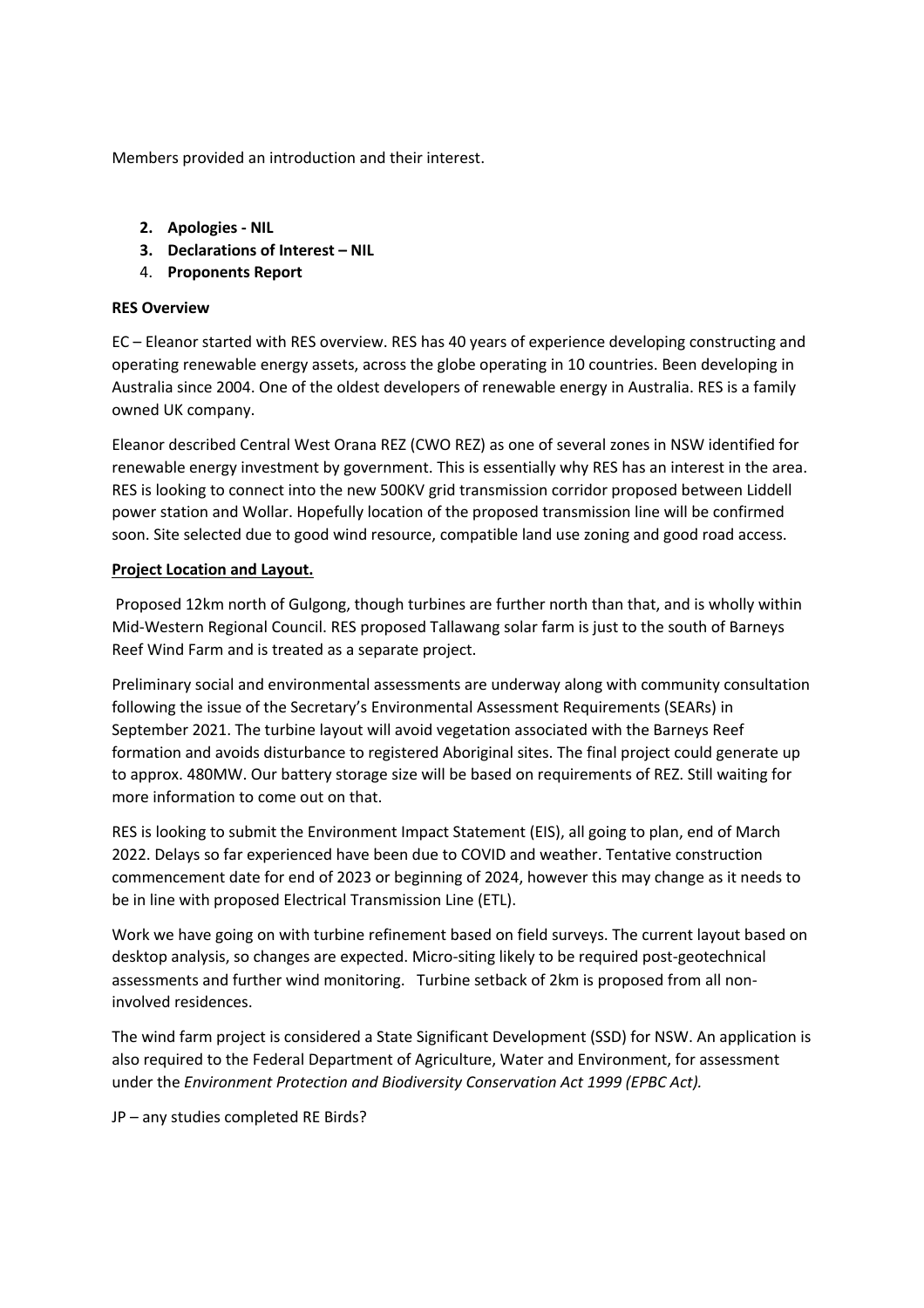Members provided an introduction and their interest.

2. **Apologies - NIL**
3. **Declarations of Interest – NIL**
4. **Proponents Report**

**RES Overview**

EC – Eleanor started with RES overview. RES has 40 years of experience developing constructing and operating renewable energy assets, across the globe operating in 10 countries. Been developing in Australia since 2004. One of the oldest developers of renewable energy in Australia. RES is a family owned UK company.

Eleanor described Central West Orana REZ (CWO REZ) as one of several zones in NSW identified for renewable energy investment by government. This is essentially why RES has an interest in the area. RES is looking to connect into the new 500KV grid transmission corridor proposed between Liddell power station and Wollar. Hopefully location of the proposed transmission line will be confirmed soon. Site selected due to good wind resource, compatible land use zoning and good road access.

**Project Location and Layout.**

Proposed 12km north of Gulgong, though turbines are further north than that, and is wholly within Mid-Western Regional Council. RES proposed Tallawang solar farm is just to the south of Barneys Reef Wind Farm and is treated as a separate project.

Preliminary social and environmental assessments are underway along with community consultation following the issue of the Secretary's Environmental Assessment Requirements (SEARs) in September 2021. The turbine layout will avoid vegetation associated with the Barneys Reef formation and avoids disturbance to registered Aboriginal sites. The final project could generate up to approx. 480MW. Our battery storage size will be based on requirements of REZ. Still waiting for more information to come out on that.

RES is looking to submit the Environment Impact Statement (EIS), all going to plan, end of March 2022. Delays so far experienced have been due to COVID and weather. Tentative construction commencement date for end of 2023 or beginning of 2024, however this may change as it needs to be in line with proposed Electrical Transmission Line (ETL).

Work we have going on with turbine refinement based on field surveys. The current layout based on desktop analysis, so changes are expected. Micro-siting likely to be required post-geotechnical assessments and further wind monitoring. Turbine setback of 2km is proposed from all non-involved residences.

The wind farm project is considered a State Significant Development (SSD) for NSW. An application is also required to the Federal Department of Agriculture, Water and Environment, for assessment under the *Environment Protection and Biodiversity Conservation Act 1999 (EPBC Act).*

JP – any studies completed RE Birds?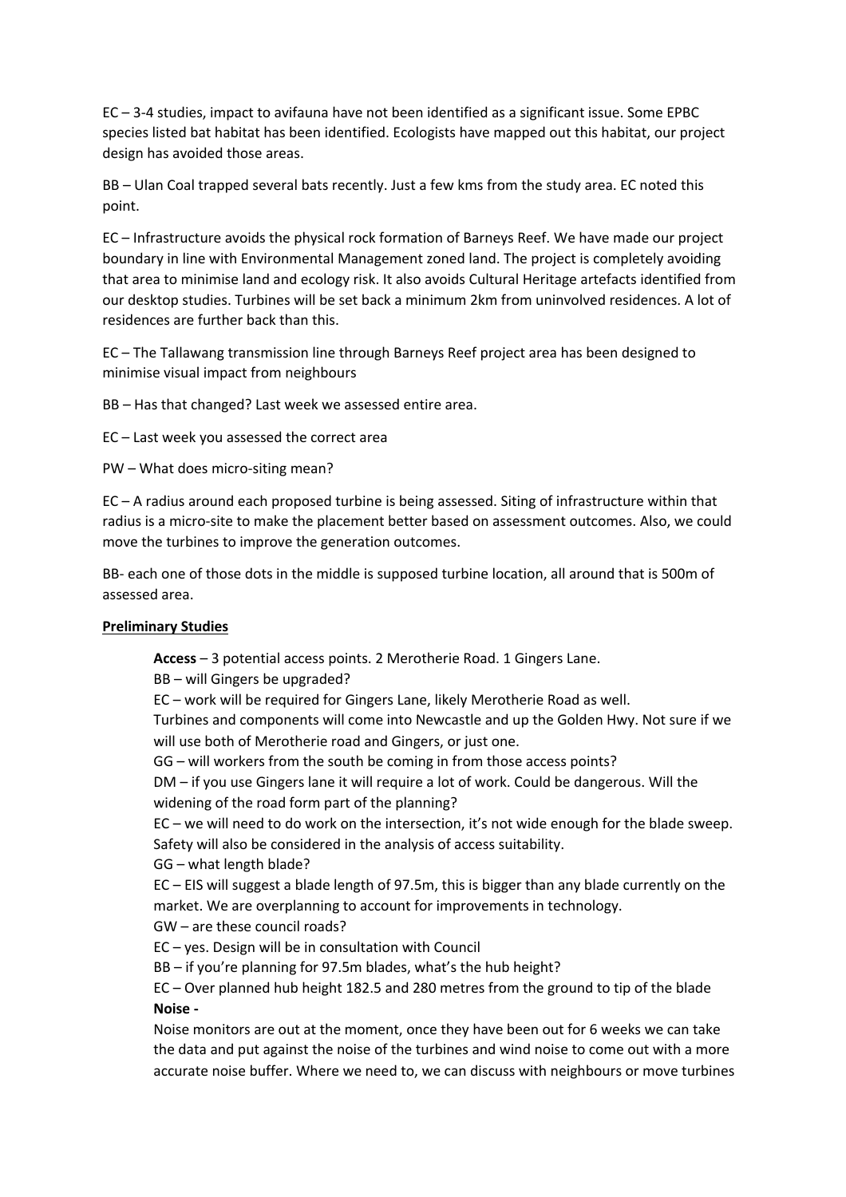EC – 3-4 studies, impact to avifauna have not been identified as a significant issue. Some EPBC species listed bat habitat has been identified. Ecologists have mapped out this habitat, our project design has avoided those areas.

BB – Ulan Coal trapped several bats recently. Just a few kms from the study area. EC noted this point.

EC – Infrastructure avoids the physical rock formation of Barneys Reef. We have made our project boundary in line with Environmental Management zoned land. The project is completely avoiding that area to minimise land and ecology risk. It also avoids Cultural Heritage artefacts identified from our desktop studies. Turbines will be set back a minimum 2km from uninvolved residences. A lot of residences are further back than this.

EC – The Tallawang transmission line through Barneys Reef project area has been designed to minimise visual impact from neighbours

BB – Has that changed? Last week we assessed entire area.

EC – Last week you assessed the correct area

PW – What does micro-siting mean?

EC – A radius around each proposed turbine is being assessed. Siting of infrastructure within that radius is a micro-site to make the placement better based on assessment outcomes. Also, we could move the turbines to improve the generation outcomes.

BB- each one of those dots in the middle is supposed turbine location, all around that is 500m of assessed area.

**Preliminary Studies**

> **Access** – 3 potential access points. 2 Merotherie Road. 1 Gingers Lane.
> BB – will Gingers be upgraded?
> EC – work will be required for Gingers Lane, likely Merotherie Road as well.
> Turbines and components will come into Newcastle and up the Golden Hwy. Not sure if we will use both of Merotherie road and Gingers, or just one.
> GG – will workers from the south be coming in from those access points?
> DM – if you use Gingers lane it will require a lot of work. Could be dangerous. Will the widening of the road form part of the planning?
> EC – we will need to do work on the intersection, it's not wide enough for the blade sweep. Safety will also be considered in the analysis of access suitability.
> GG – what length blade?
> EC – EIS will suggest a blade length of 97.5m, this is bigger than any blade currently on the market. We are overplanning to account for improvements in technology.
> GW – are these council roads?
> EC – yes. Design will be in consultation with Council
> BB – if you're planning for 97.5m blades, what's the hub height?
> EC – Over planned hub height 182.5 and 280 metres from the ground to tip of the blade
> **Noise -**
> Noise monitors are out at the moment, once they have been out for 6 weeks we can take the data and put against the noise of the turbines and wind noise to come out with a more accurate noise buffer. Where we need to, we can discuss with neighbours or move turbines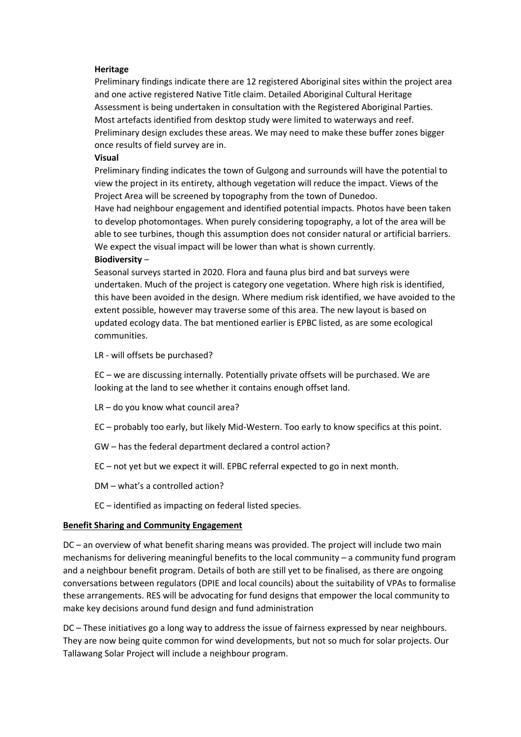**Heritage**

Preliminary findings indicate there are 12 registered Aboriginal sites within the project area and one active registered Native Title claim. Detailed Aboriginal Cultural Heritage Assessment is being undertaken in consultation with the Registered Aboriginal Parties. Most artefacts identified from desktop study were limited to waterways and reef. Preliminary design excludes these areas. We may need to make these buffer zones bigger once results of field survey are in.

**Visual**

Preliminary finding indicates the town of Gulgong and surrounds will have the potential to view the project in its entirety, although vegetation will reduce the impact. Views of the Project Area will be screened by topography from the town of Dunedoo.

Have had neighbour engagement and identified potential impacts. Photos have been taken to develop photomontages. When purely considering topography, a lot of the area will be able to see turbines, though this assumption does not consider natural or artificial barriers. We expect the visual impact will be lower than what is shown currently.

**Biodiversity** –

Seasonal surveys started in 2020. Flora and fauna plus bird and bat surveys were undertaken. Much of the project is category one vegetation. Where high risk is identified, this have been avoided in the design. Where medium risk identified, we have avoided to the extent possible, however may traverse some of this area. The new layout is based on updated ecology data. The bat mentioned earlier is EPBC listed, as are some ecological communities.

LR - will offsets be purchased?

EC – we are discussing internally. Potentially private offsets will be purchased. We are looking at the land to see whether it contains enough offset land.

LR – do you know what council area?

EC – probably too early, but likely Mid-Western. Too early to know specifics at this point.

GW – has the federal department declared a control action?

EC – not yet but we expect it will. EPBC referral expected to go in next month.

DM – what's a controlled action?

EC – identified as impacting on federal listed species.

**Benefit Sharing and Community Engagement**

DC – an overview of what benefit sharing means was provided. The project will include two main mechanisms for delivering meaningful benefits to the local community – a community fund program and a neighbour benefit program. Details of both are still yet to be finalised, as there are ongoing conversations between regulators (DPIE and local councils) about the suitability of VPAs to formalise these arrangements. RES will be advocating for fund designs that empower the local community to make key decisions around fund design and fund administration

DC – These initiatives go a long way to address the issue of fairness expressed by near neighbours. They are now being quite common for wind developments, but not so much for solar projects. Our Tallawang Solar Project will include a neighbour program.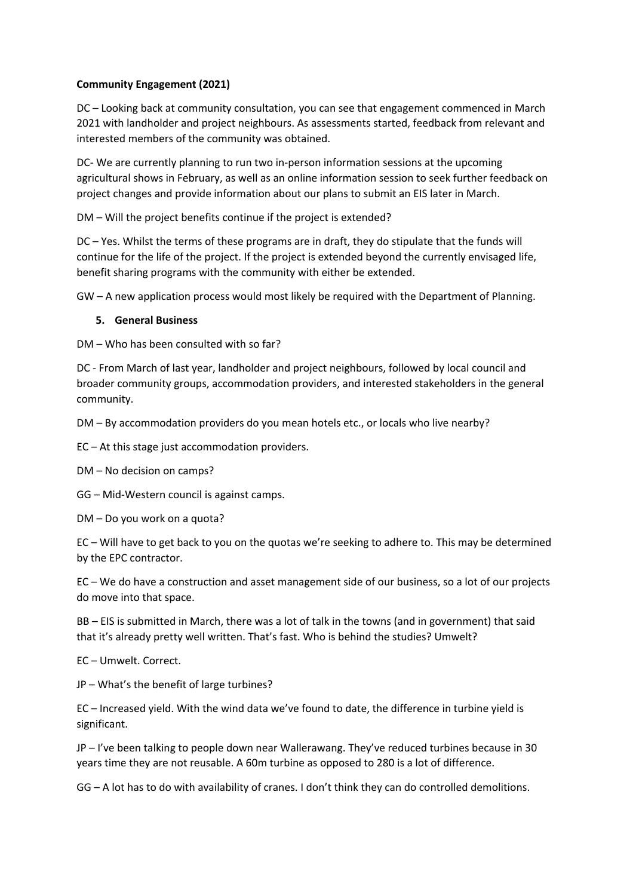**Community Engagement (2021)**

DC – Looking back at community consultation, you can see that engagement commenced in March 2021 with landholder and project neighbours. As assessments started, feedback from relevant and interested members of the community was obtained.

DC- We are currently planning to run two in-person information sessions at the upcoming agricultural shows in February, as well as an online information session to seek further feedback on project changes and provide information about our plans to submit an EIS later in March.

DM – Will the project benefits continue if the project is extended?

DC – Yes. Whilst the terms of these programs are in draft, they do stipulate that the funds will continue for the life of the project. If the project is extended beyond the currently envisaged life, benefit sharing programs with the community with either be extended.

GW – A new application process would most likely be required with the Department of Planning.

5. **General Business**

DM – Who has been consulted with so far?

DC - From March of last year, landholder and project neighbours, followed by local council and broader community groups, accommodation providers, and interested stakeholders in the general community.

DM – By accommodation providers do you mean hotels etc., or locals who live nearby?

EC – At this stage just accommodation providers.

DM – No decision on camps?

GG – Mid-Western council is against camps.

DM – Do you work on a quota?

EC – Will have to get back to you on the quotas we're seeking to adhere to. This may be determined by the EPC contractor.

EC – We do have a construction and asset management side of our business, so a lot of our projects do move into that space.

BB – EIS is submitted in March, there was a lot of talk in the towns (and in government) that said that it's already pretty well written. That's fast. Who is behind the studies? Umwelt?

EC – Umwelt. Correct.

JP – What's the benefit of large turbines?

EC – Increased yield. With the wind data we've found to date, the difference in turbine yield is significant.

JP – I've been talking to people down near Wallerawang. They've reduced turbines because in 30 years time they are not reusable. A 60m turbine as opposed to 280 is a lot of difference.

GG – A lot has to do with availability of cranes. I don't think they can do controlled demolitions.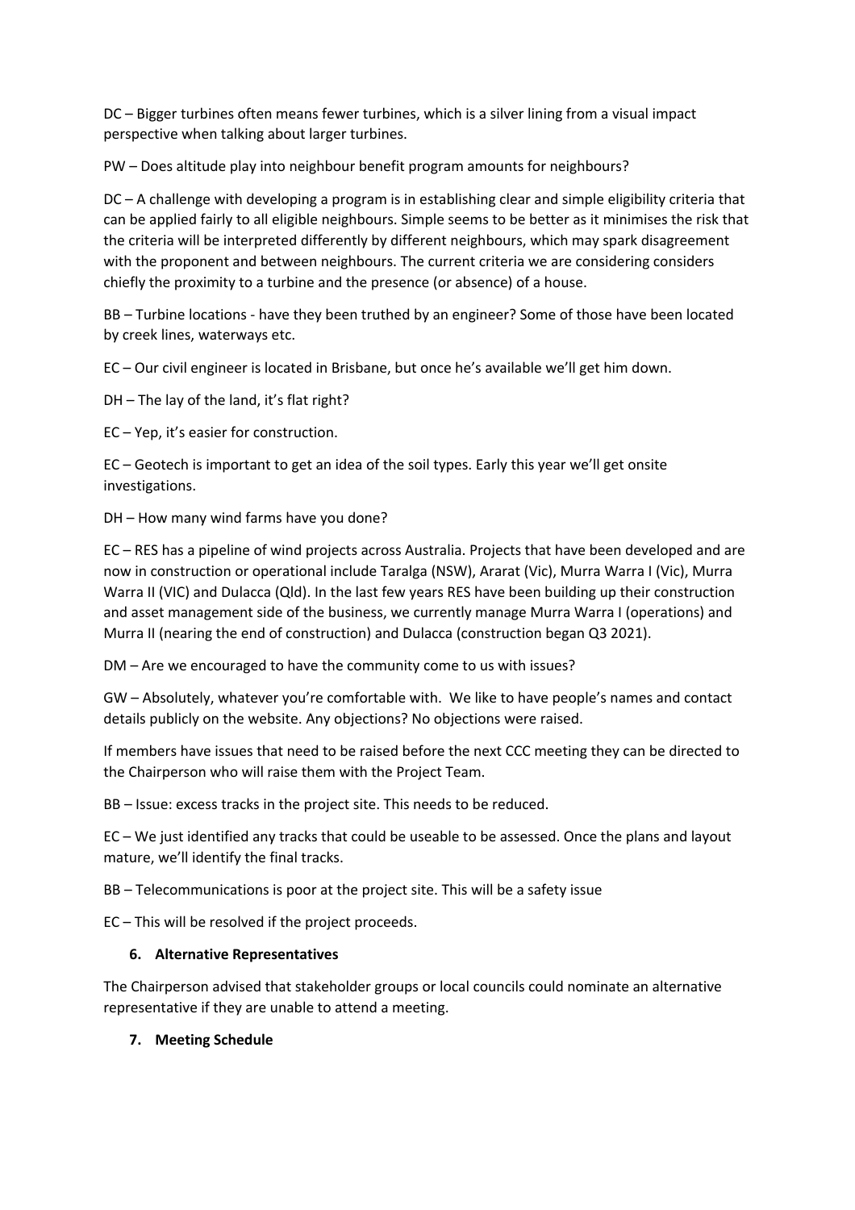DC – Bigger turbines often means fewer turbines, which is a silver lining from a visual impact perspective when talking about larger turbines.

PW – Does altitude play into neighbour benefit program amounts for neighbours?

DC – A challenge with developing a program is in establishing clear and simple eligibility criteria that can be applied fairly to all eligible neighbours. Simple seems to be better as it minimises the risk that the criteria will be interpreted differently by different neighbours, which may spark disagreement with the proponent and between neighbours. The current criteria we are considering considers chiefly the proximity to a turbine and the presence (or absence) of a house.

BB – Turbine locations - have they been truthed by an engineer? Some of those have been located by creek lines, waterways etc.

EC – Our civil engineer is located in Brisbane, but once he's available we'll get him down.

DH – The lay of the land, it's flat right?

EC – Yep, it's easier for construction.

EC – Geotech is important to get an idea of the soil types. Early this year we'll get onsite investigations.

DH – How many wind farms have you done?

EC – RES has a pipeline of wind projects across Australia. Projects that have been developed and are now in construction or operational include Taralga (NSW), Ararat (Vic), Murra Warra I (Vic), Murra Warra II (VIC) and Dulacca (Qld). In the last few years RES have been building up their construction and asset management side of the business, we currently manage Murra Warra I (operations) and Murra II (nearing the end of construction) and Dulacca (construction began Q3 2021).

DM – Are we encouraged to have the community come to us with issues?

GW – Absolutely, whatever you're comfortable with. We like to have people's names and contact details publicly on the website. Any objections? No objections were raised.

If members have issues that need to be raised before the next CCC meeting they can be directed to the Chairperson who will raise them with the Project Team.

BB – Issue: excess tracks in the project site. This needs to be reduced.

EC – We just identified any tracks that could be useable to be assessed. Once the plans and layout mature, we'll identify the final tracks.

BB – Telecommunications is poor at the project site. This will be a safety issue

EC – This will be resolved if the project proceeds.

## 6. Alternative Representatives

The Chairperson advised that stakeholder groups or local councils could nominate an alternative representative if they are unable to attend a meeting.

## 7. Meeting Schedule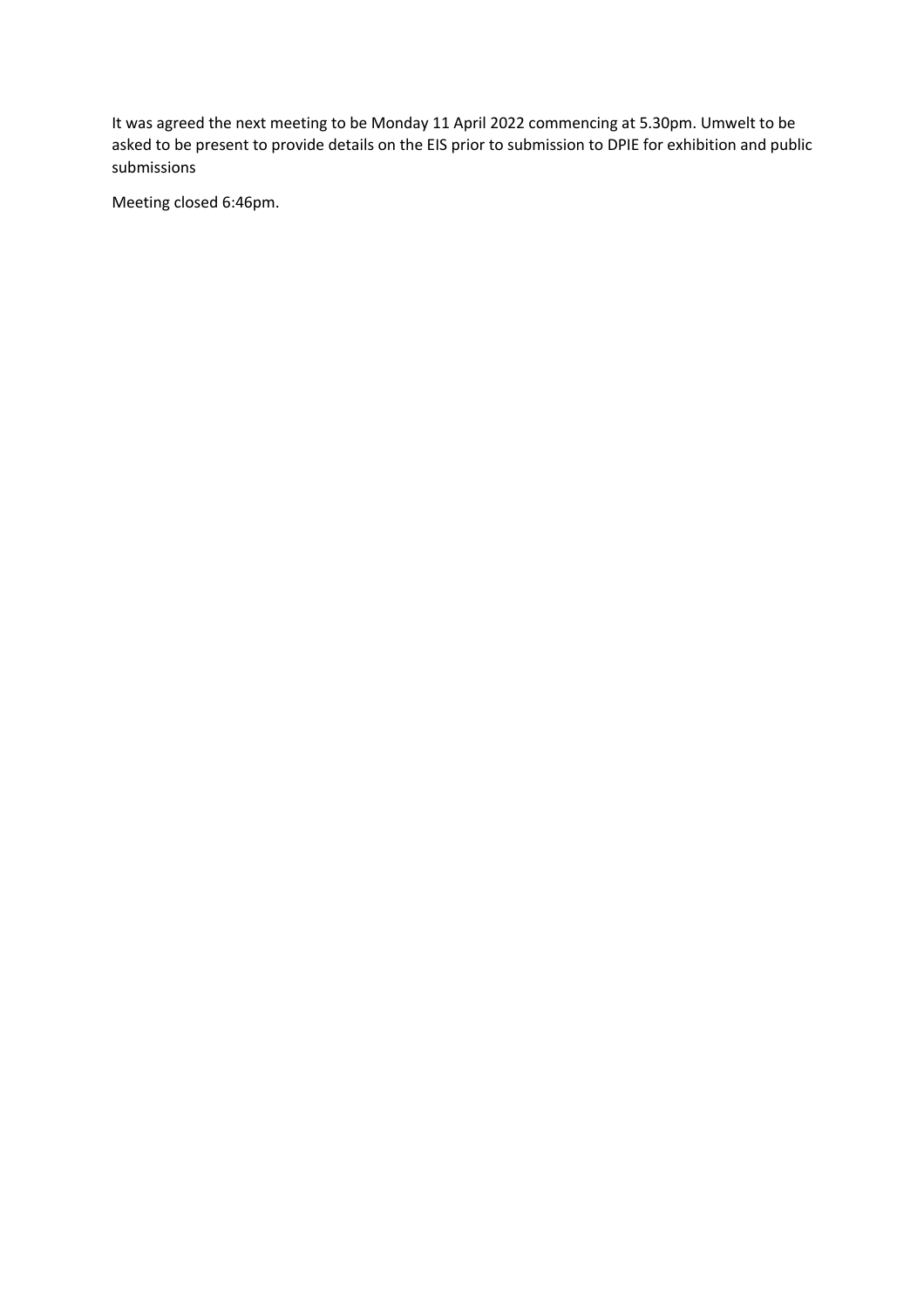It was agreed the next meeting to be Monday 11 April 2022 commencing at 5.30pm. Umwelt to be asked to be present to provide details on the EIS prior to submission to DPIE for exhibition and public submissions

Meeting closed 6:46pm.